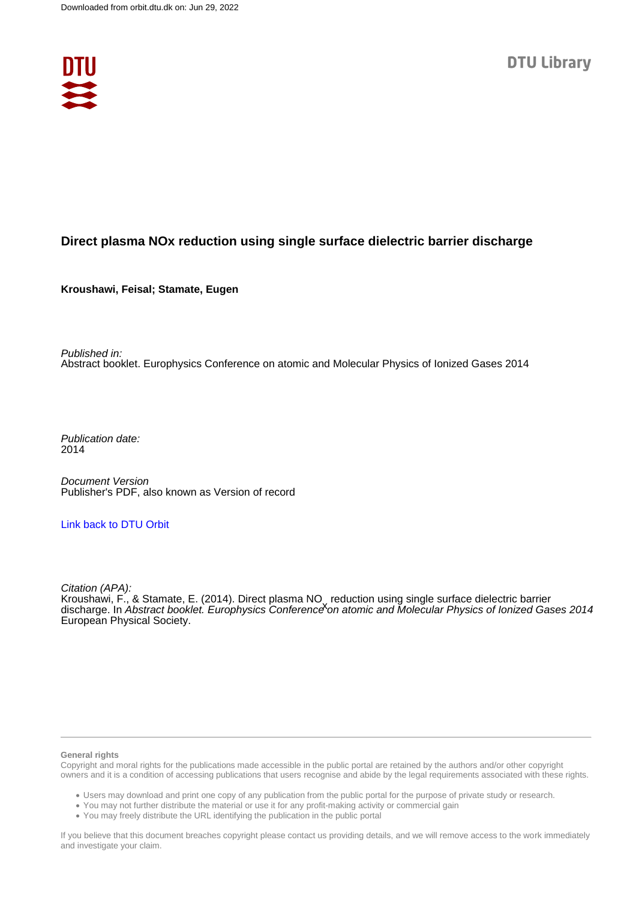Downloaded from orbit.dtu.dk on: Jun 29, 2022

DTU Library

# Direct plasma NOx reduction using single surface dielectric barrier discharge

**Kroushawi, Feisal; Stamate, Eugen**

*Published in:*
Abstract booklet. Europhysics Conference on atomic and Molecular Physics of Ionized Gases 2014

*Publication date:*
2014

*Document Version*
Publisher's PDF, also known as Version of record

[Link back to DTU Orbit](#)

*Citation (APA):*
Kroushawi, F., & Stamate, E. (2014). Direct plasma $NO_x$ reduction using single surface dielectric barrier discharge. In *Abstract booklet. Europhysics Conference on atomic and Molecular Physics of Ionized Gases 2014* European Physical Society.

**General rights**
Copyright and moral rights for the publications made accessible in the public portal are retained by the authors and/or other copyright owners and it is a condition of accessing publications that users recognise and abide by the legal requirements associated with these rights.

- Users may download and print one copy of any publication from the public portal for the purpose of private study or research.
- You may not further distribute the material or use it for any profit-making activity or commercial gain
- You may freely distribute the URL identifying the publication in the public portal

If you believe that this document breaches copyright please contact us providing details, and we will remove access to the work immediately and investigate your claim.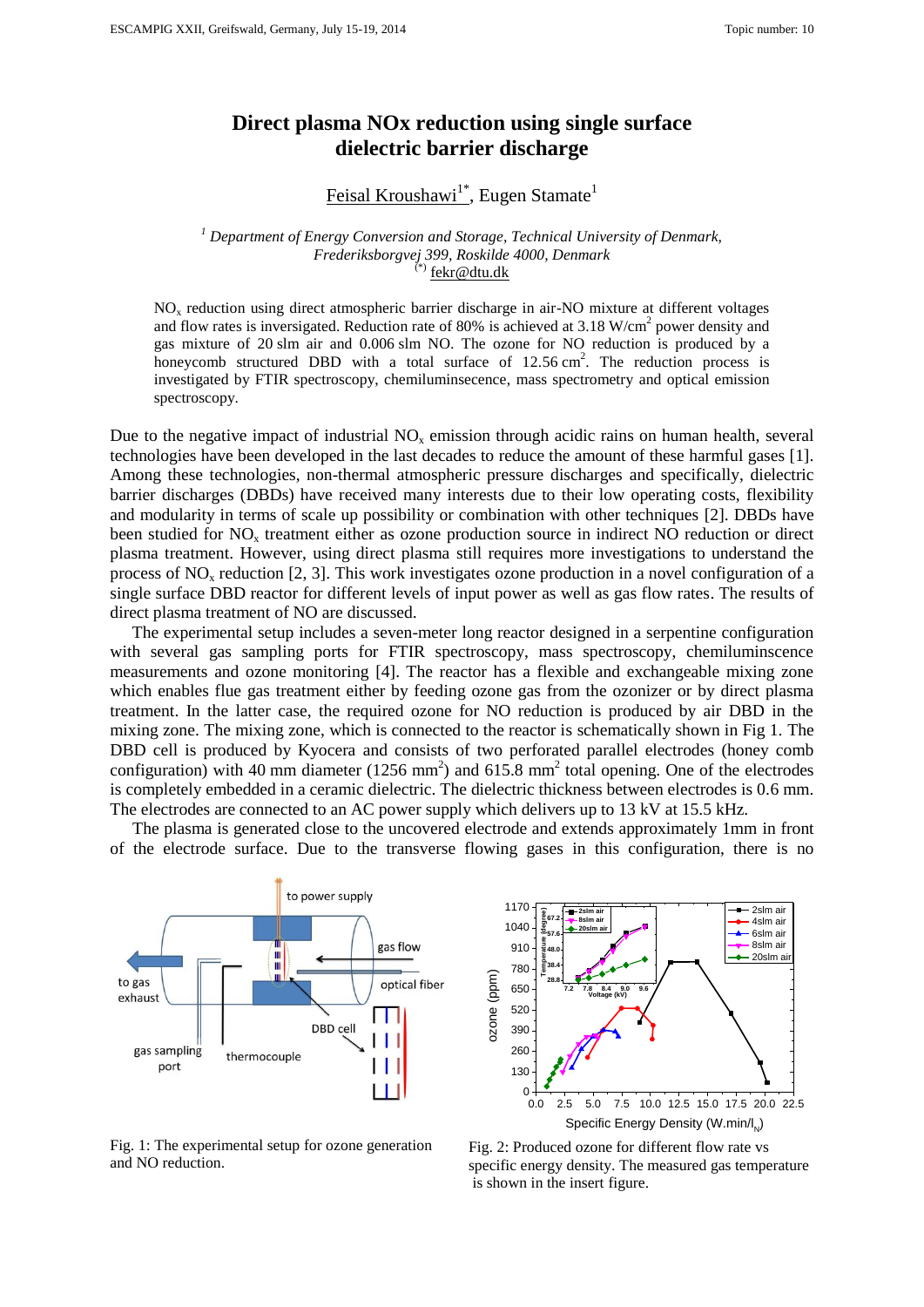# Direct plasma NOx reduction using single surface dielectric barrier discharge

Feisal Kroushawi[1*], Eugen Stamate[1]

[1] *Department of Energy Conversion and Storage, Technical University of Denmark, Frederiksborgvej 399, Roskilde 4000, Denmark*
[(*)] fekr@dtu.dk

$NO_x$ reduction using direct atmospheric barrier discharge in air-NO mixture at different voltages and flow rates is inversigated. Reduction rate of 80% is achieved at 3.18 $W/cm^2$ power density and gas mixture of 20 slm air and 0.006 slm NO. The ozone for NO reduction is produced by a honeycomb structured DBD with a total surface of 12.56 $cm^2$. The reduction process is investigated by FTIR spectroscopy, chemiluminsecence, mass spectrometry and optical emission spectroscopy.

Due to the negative impact of industrial $NO_x$ emission through acidic rains on human health, several technologies have been developed in the last decades to reduce the amount of these harmful gases [1]. Among these technologies, non-thermal atmospheric pressure discharges and specifically, dielectric barrier discharges (DBDs) have received many interests due to their low operating costs, flexibility and modularity in terms of scale up possibility or combination with other techniques [2]. DBDs have been studied for $NO_x$ treatment either as ozone production source in indirect NO reduction or direct plasma treatment. However, using direct plasma still requires more investigations to understand the process of $NO_x$ reduction [2, 3]. This work investigates ozone production in a novel configuration of a single surface DBD reactor for different levels of input power as well as gas flow rates. The results of direct plasma treatment of NO are discussed.

The experimental setup includes a seven-meter long reactor designed in a serpentine configuration with several gas sampling ports for FTIR spectroscopy, mass spectroscopy, chemiluminscence measurements and ozone monitoring [4]. The reactor has a flexible and exchangeable mixing zone which enables flue gas treatment either by feeding ozone gas from the ozonizer or by direct plasma treatment. In the latter case, the required ozone for NO reduction is produced by air DBD in the mixing zone. The mixing zone, which is connected to the reactor is schematically shown in Fig 1. The DBD cell is produced by Kyocera and consists of two perforated parallel electrodes (honey comb configuration) with 40 mm diameter (1256 $mm^2$) and 615.8 $mm^2$ total opening. One of the electrodes is completely embedded in a ceramic dielectric. The dielectric thickness between electrodes is 0.6 mm. The electrodes are connected to an AC power supply which delivers up to 13 kV at 15.5 kHz.

The plasma is generated close to the uncovered electrode and extends approximately 1mm in front of the electrode surface. Due to the transverse flowing gases in this configuration, there is no

Fig. 1: The experimental setup for ozone generation and NO reduction.

Fig. 2: Produced ozone for different flow rate vs specific energy density. The measured gas temperature is shown in the insert figure.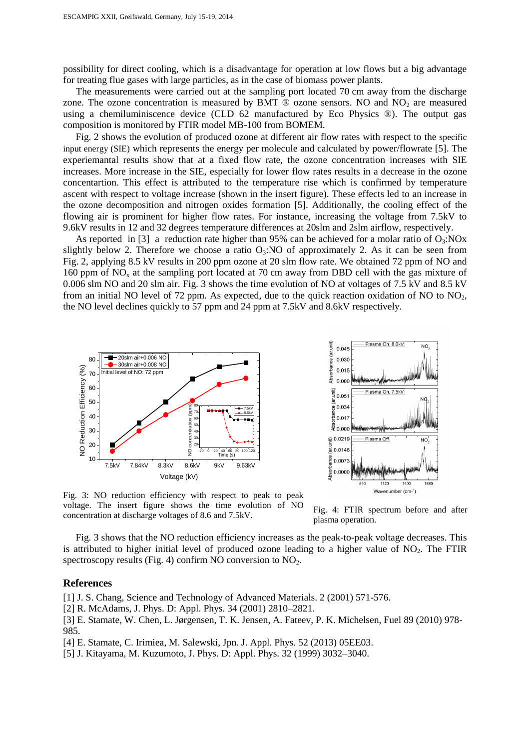possibility for direct cooling, which is a disadvantage for operation at low flows but a big advantage for treating flue gases with large particles, as in the case of biomass power plants.

The measurements were carried out at the sampling port located 70 cm away from the discharge zone. The ozone concentration is measured by BMT ® ozone sensors. NO and $NO_2$ are measured using a chemiluminiscence device (CLD 62 manufactured by Eco Physics ®). The output gas composition is monitored by FTIR model MB-100 from BOMEM.

Fig. 2 shows the evolution of produced ozone at different air flow rates with respect to the specific input energy (SIE) which represents the energy per molecule and calculated by power/flowrate [5]. The experiemantal results show that at a fixed flow rate, the ozone concentration increases with SIE increases. More increase in the SIE, especially for lower flow rates results in a decrease in the ozone concentartion. This effect is attributed to the temperature rise which is confirmed by temperature ascent with respect to voltage increase (shown in the insert figure). These effects led to an increase in the ozone decomposition and nitrogen oxides formation [5]. Additionally, the cooling effect of the flowing air is prominent for higher flow rates. For instance, increasing the voltage from 7.5kV to 9.6kV results in 12 and 32 degrees temperature differences at 20slm and 2slm airflow, respectively.

As reported in [3] a reduction rate higher than 95% can be achieved for a molar ratio of $O_3$:NOx slightly below 2. Therefore we choose a ratio $O_3$:NO of approximately 2. As it can be seen from Fig. 2, applying 8.5 kV results in 200 ppm ozone at 20 slm flow rate. We obtained 72 ppm of NO and 160 ppm of $NO_x$ at the sampling port located at 70 cm away from DBD cell with the gas mixture of 0.006 slm NO and 20 slm air. Fig. 3 shows the time evolution of NO at voltages of 7.5 kV and 8.5 kV from an initial NO level of 72 ppm. As expected, due to the quick reaction oxidation of NO to $NO_2$, the NO level declines quickly to 57 ppm and 24 ppm at 7.5kV and 8.6kV respectively.

20slm air+0.006 NO
30slm air+0.008 NO
Initial level of NO: 72 ppm
NO Reduction Efficiency (%)
Voltage (kV)
7.5kV 7.84kV 8.3kV 8.6kV 9kV 9.63kV
NO concentration (ppm)
Time (s)
7.5kV
8.6kV

Fig. 3: NO reduction efficiency with respect to peak to peak voltage. The insert figure shows the time evolution of NO concentration at discharge voltages of 8.6 and 7.5kV.

Plasma On, 8.6kV
Plasma On, 7.5kV
Plasma Off
$NO_2$
Absorbance (ar.unit)
Wavenumber (cm$^{-1}$)

Fig. 4: FTIR spectrum before and after plasma operation.

Fig. 3 shows that the NO reduction efficiency increases as the peak-to-peak voltage decreases. This is attributed to higher initial level of produced ozone leading to a higher value of $NO_2$. The FTIR spectroscopy results (Fig. 4) confirm NO conversion to $NO_2$.

## References

[1] J. S. Chang, Science and Technology of Advanced Materials. 2 (2001) 571-576.

[2] R. McAdams, J. Phys. D: Appl. Phys. 34 (2001) 2810–2821.

[3] E. Stamate, W. Chen, L. Jørgensen, T. K. Jensen, A. Fateev, P. K. Michelsen, Fuel 89 (2010) 978-985.

[4] E. Stamate, C. Irimiea, M. Salewski, Jpn. J. Appl. Phys. 52 (2013) 05EE03.

[5] J. Kitayama, M. Kuzumoto, J. Phys. D: Appl. Phys. 32 (1999) 3032–3040.